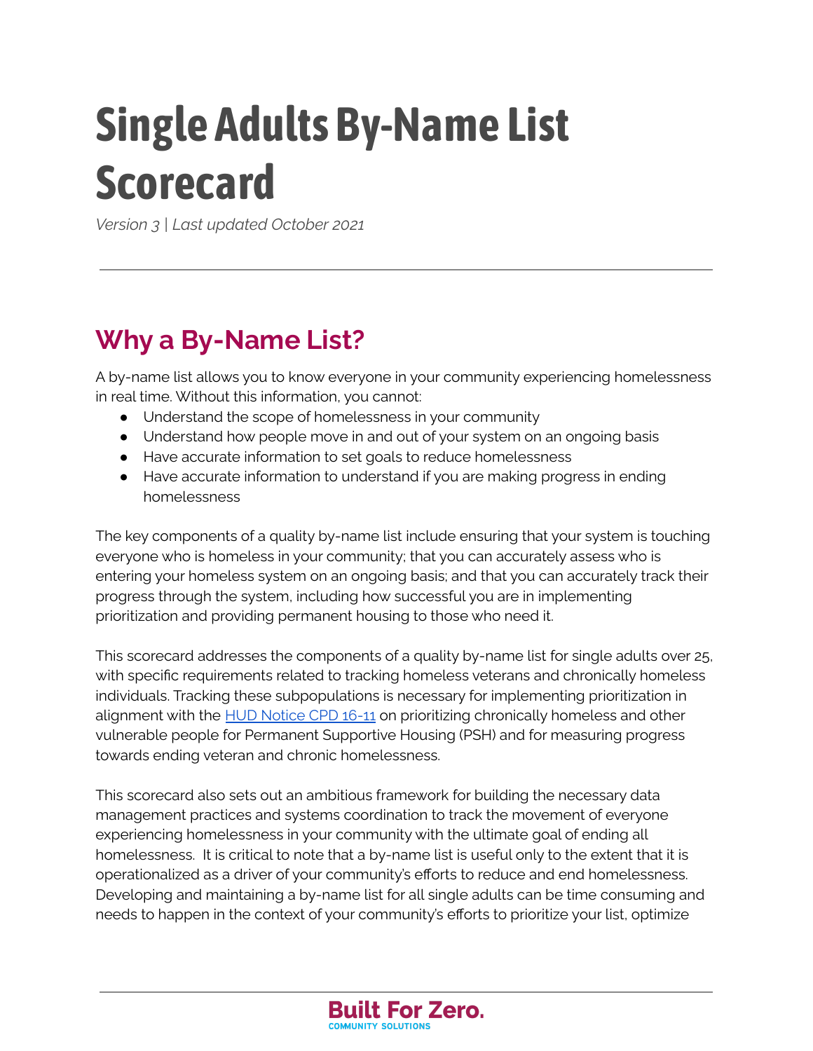# Single Adults By-Name List Scorecard

*Version 3 | Last updated October 2021*

---

## Why a By-Name List?

A by-name list allows you to know everyone in your community experiencing homelessness in real time. Without this information, you cannot:

- Understand the scope of homelessness in your community
- Understand how people move in and out of your system on an ongoing basis
- Have accurate information to set goals to reduce homelessness
- Have accurate information to understand if you are making progress in ending homelessness

The key components of a quality by-name list include ensuring that your system is touching everyone who is homeless in your community; that you can accurately assess who is entering your homeless system on an ongoing basis; and that you can accurately track their progress through the system, including how successful you are in implementing prioritization and providing permanent housing to those who need it.

This scorecard addresses the components of a quality by-name list for single adults over 25, with specific requirements related to tracking homeless veterans and chronically homeless individuals. Tracking these subpopulations is necessary for implementing prioritization in alignment with the [HUD Notice CPD 16-11](HUD Notice CPD 16-11) on prioritizing chronically homeless and other vulnerable people for Permanent Supportive Housing (PSH) and for measuring progress towards ending veteran and chronic homelessness.

This scorecard also sets out an ambitious framework for building the necessary data management practices and systems coordination to track the movement of everyone experiencing homelessness in your community with the ultimate goal of ending all homelessness. It is critical to note that a by-name list is useful only to the extent that it is operationalized as a driver of your community's efforts to reduce and end homelessness. Developing and maintaining a by-name list for all single adults can be time consuming and needs to happen in the context of your community's efforts to prioritize your list, optimize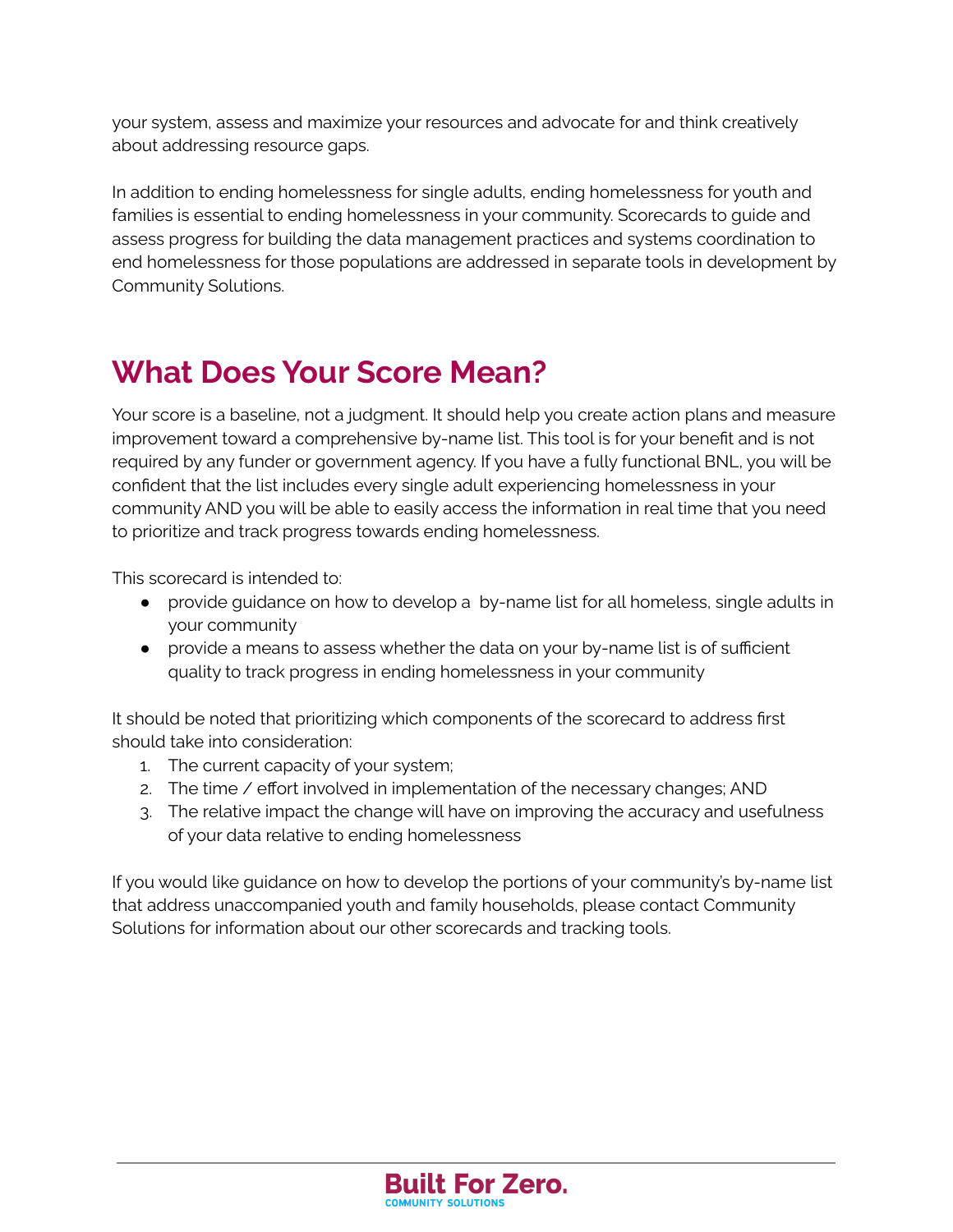your system, assess and maximize your resources and advocate for and think creatively about addressing resource gaps.

In addition to ending homelessness for single adults, ending homelessness for youth and families is essential to ending homelessness in your community. Scorecards to guide and assess progress for building the data management practices and systems coordination to end homelessness for those populations are addressed in separate tools in development by Community Solutions.

## What Does Your Score Mean?

Your score is a baseline, not a judgment. It should help you create action plans and measure improvement toward a comprehensive by-name list. This tool is for your benefit and is not required by any funder or government agency. If you have a fully functional BNL, you will be confident that the list includes every single adult experiencing homelessness in your community AND you will be able to easily access the information in real time that you need to prioritize and track progress towards ending homelessness.

This scorecard is intended to:

- provide guidance on how to develop a by-name list for all homeless, single adults in your community
- provide a means to assess whether the data on your by-name list is of sufficient quality to track progress in ending homelessness in your community

It should be noted that prioritizing which components of the scorecard to address first should take into consideration:

1. The current capacity of your system;
2. The time / effort involved in implementation of the necessary changes; AND
3. The relative impact the change will have on improving the accuracy and usefulness of your data relative to ending homelessness

If you would like guidance on how to develop the portions of your community's by-name list that address unaccompanied youth and family households, please contact Community Solutions for information about our other scorecards and tracking tools.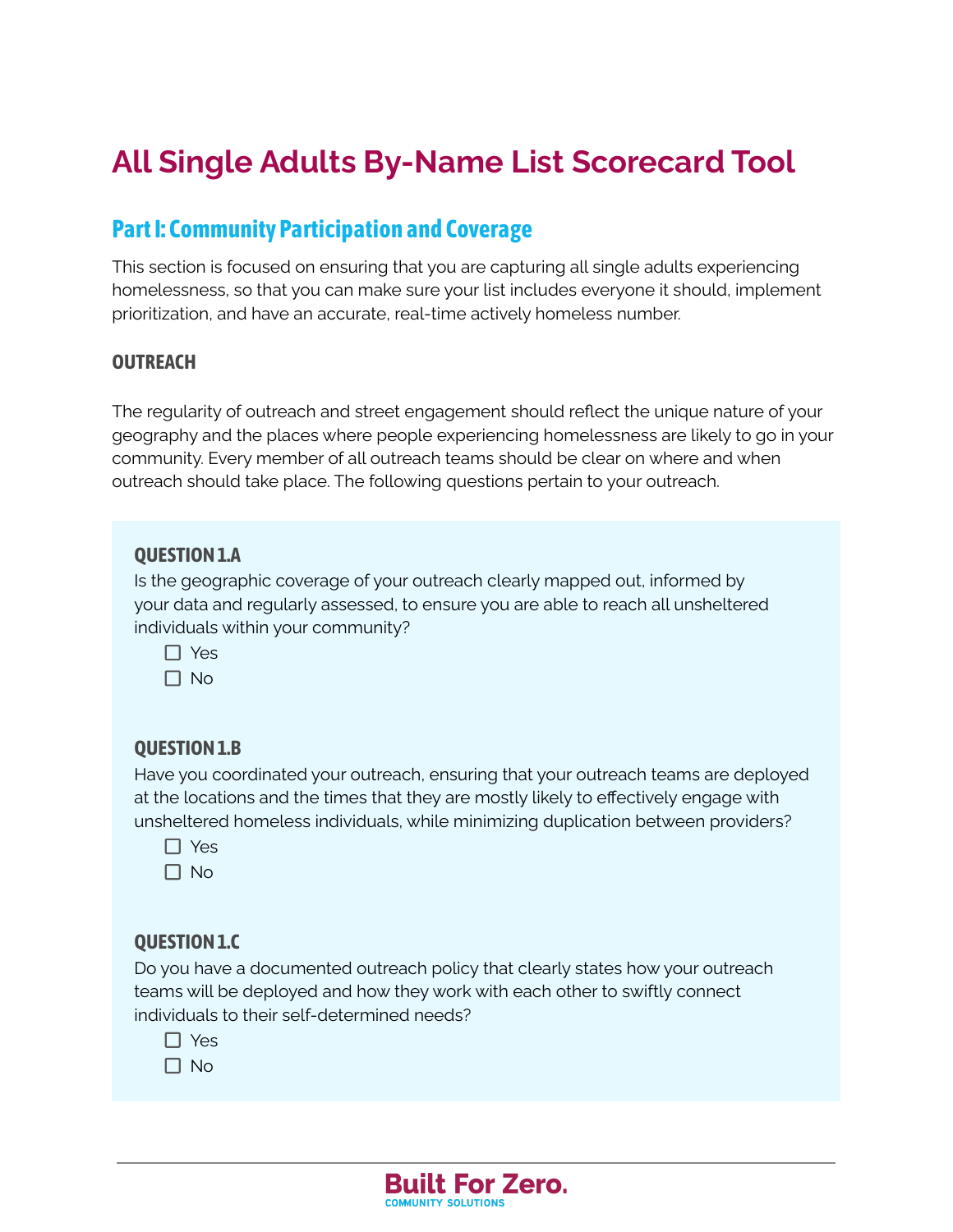# All Single Adults By-Name List Scorecard Tool

## Part I: Community Participation and Coverage

This section is focused on ensuring that you are capturing all single adults experiencing homelessness, so that you can make sure your list includes everyone it should, implement prioritization, and have an accurate, real-time actively homeless number.

### OUTREACH

The regularity of outreach and street engagement should reflect the unique nature of your geography and the places where people experiencing homelessness are likely to go in your community. Every member of all outreach teams should be clear on where and when outreach should take place. The following questions pertain to your outreach.

**QUESTION 1.A**

Is the geographic coverage of your outreach clearly mapped out, informed by your data and regularly assessed, to ensure you are able to reach all unsheltered individuals within your community?

- [ ] Yes
- [ ] No

**QUESTION 1.B**

Have you coordinated your outreach, ensuring that your outreach teams are deployed at the locations and the times that they are mostly likely to effectively engage with unsheltered homeless individuals, while minimizing duplication between providers?

- [ ] Yes
- [ ] No

**QUESTION 1.C**

Do you have a documented outreach policy that clearly states how your outreach teams will be deployed and how they work with each other to swiftly connect individuals to their self-determined needs?

- [ ] Yes
- [ ] No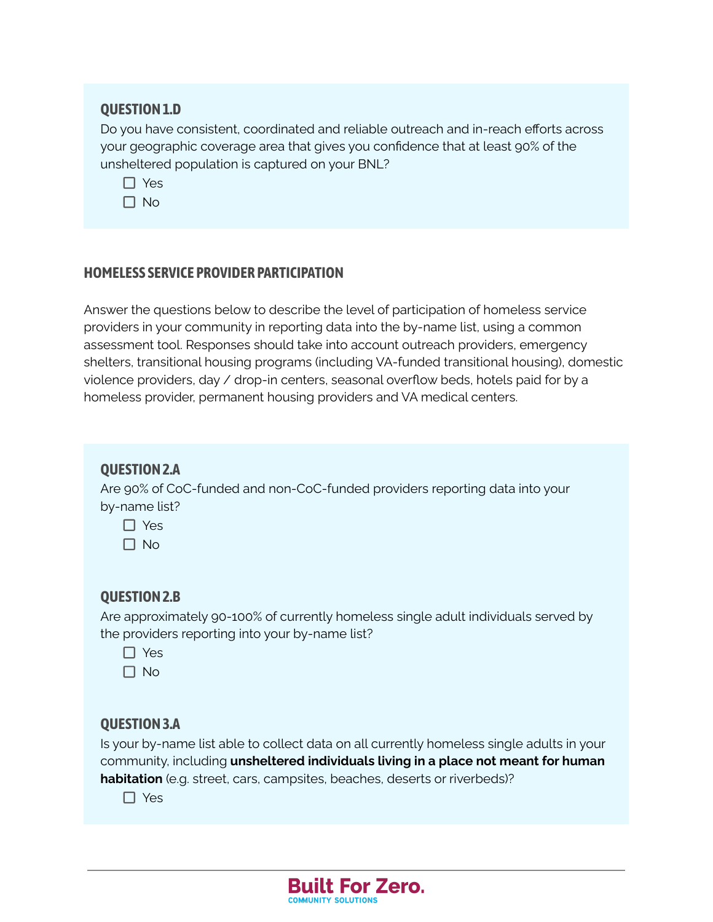### QUESTION 1.D

Do you have consistent, coordinated and reliable outreach and in-reach efforts across your geographic coverage area that gives you confidence that at least 90% of the unsheltered population is captured on your BNL?

- ☐ Yes
- ☐ No

## HOMELESS SERVICE PROVIDER PARTICIPATION

Answer the questions below to describe the level of participation of homeless service providers in your community in reporting data into the by-name list, using a common assessment tool. Responses should take into account outreach providers, emergency shelters, transitional housing programs (including VA-funded transitional housing), domestic violence providers, day / drop-in centers, seasonal overflow beds, hotels paid for by a homeless provider, permanent housing providers and VA medical centers.

### QUESTION 2.A

Are 90% of CoC-funded and non-CoC-funded providers reporting data into your by-name list?

- ☐ Yes
- ☐ No

### QUESTION 2.B

Are approximately 90-100% of currently homeless single adult individuals served by the providers reporting into your by-name list?

- ☐ Yes
- ☐ No

### QUESTION 3.A

Is your by-name list able to collect data on all currently homeless single adults in your community, including **unsheltered individuals living in a place not meant for human habitation** (e.g. street, cars, campsites, beaches, deserts or riverbeds)?

- ☐ Yes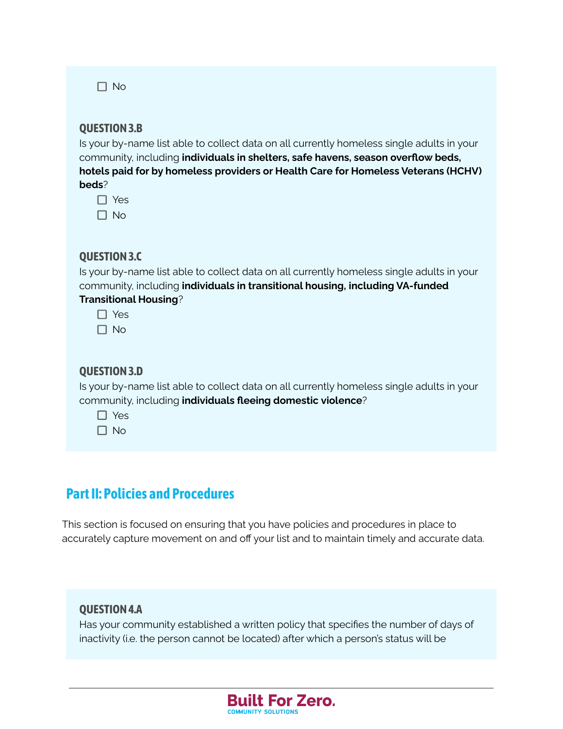☐ No

### QUESTION 3.B

Is your by-name list able to collect data on all currently homeless single adults in your community, including **individuals in shelters, safe havens, season overflow beds, hotels paid for by homeless providers or Health Care for Homeless Veterans (HCHV) beds**?

☐ Yes
☐ No

### QUESTION 3.C

Is your by-name list able to collect data on all currently homeless single adults in your community, including **individuals in transitional housing, including VA-funded Transitional Housing**?

☐ Yes
☐ No

### QUESTION 3.D

Is your by-name list able to collect data on all currently homeless single adults in your community, including **individuals fleeing domestic violence**?

☐ Yes
☐ No

## Part II: Policies and Procedures

This section is focused on ensuring that you have policies and procedures in place to accurately capture movement on and off your list and to maintain timely and accurate data.

### QUESTION 4.A

Has your community established a written policy that specifies the number of days of inactivity (i.e. the person cannot be located) after which a person's status will be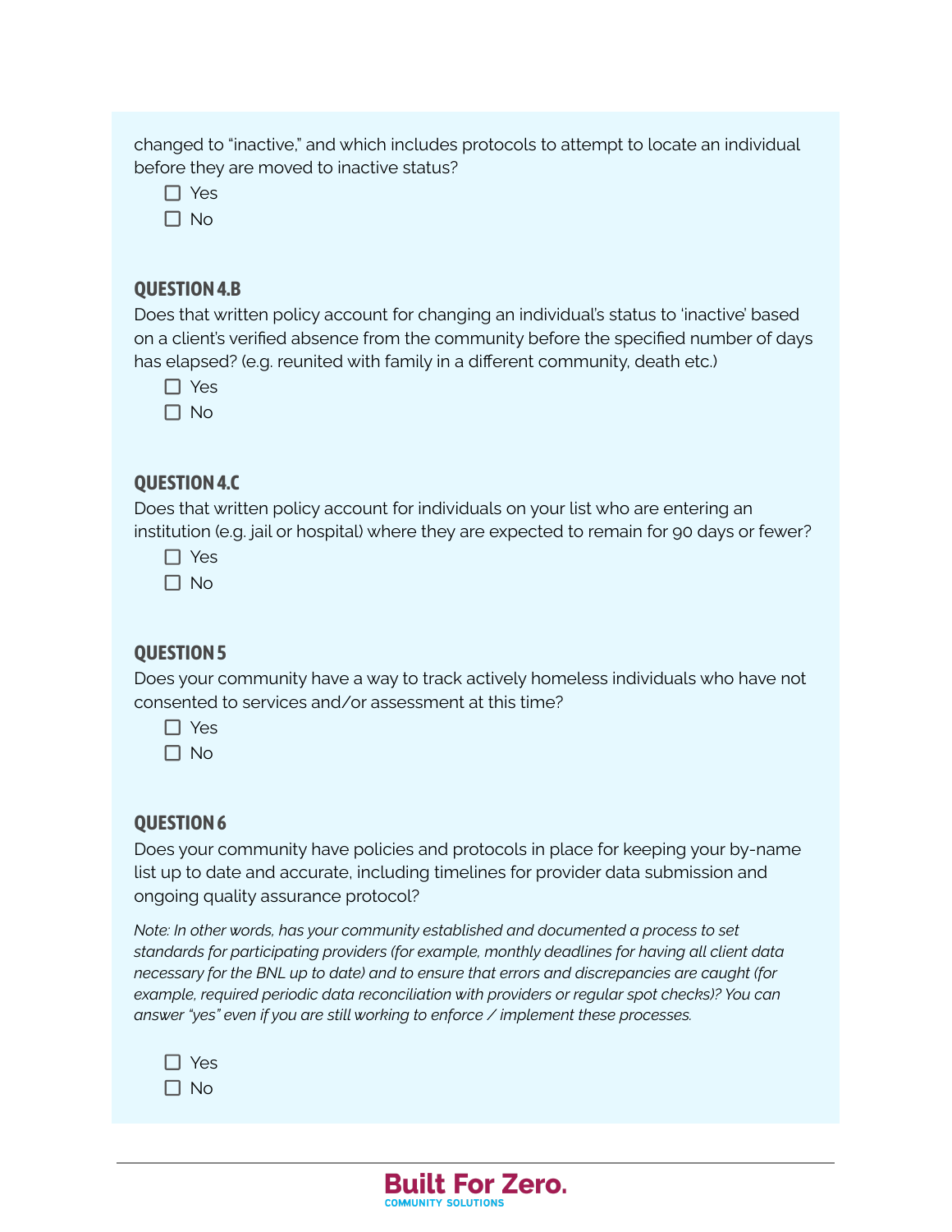changed to "inactive," and which includes protocols to attempt to locate an individual before they are moved to inactive status?

- ☐ Yes
- ☐ No

### QUESTION 4.B

Does that written policy account for changing an individual's status to 'inactive' based on a client's verified absence from the community before the specified number of days has elapsed? (e.g. reunited with family in a different community, death etc.)

- ☐ Yes
- ☐ No

### QUESTION 4.C

Does that written policy account for individuals on your list who are entering an institution (e.g. jail or hospital) where they are expected to remain for 90 days or fewer?

- ☐ Yes
- ☐ No

### QUESTION 5

Does your community have a way to track actively homeless individuals who have not consented to services and/or assessment at this time?

- ☐ Yes
- ☐ No

### QUESTION 6

Does your community have policies and protocols in place for keeping your by-name list up to date and accurate, including timelines for provider data submission and ongoing quality assurance protocol?

*Note: In other words, has your community established and documented a process to set standards for participating providers (for example, monthly deadlines for having all client data necessary for the BNL up to date) and to ensure that errors and discrepancies are caught (for example, required periodic data reconciliation with providers or regular spot checks)? You can answer "yes" even if you are still working to enforce / implement these processes.*

- ☐ Yes
- ☐ No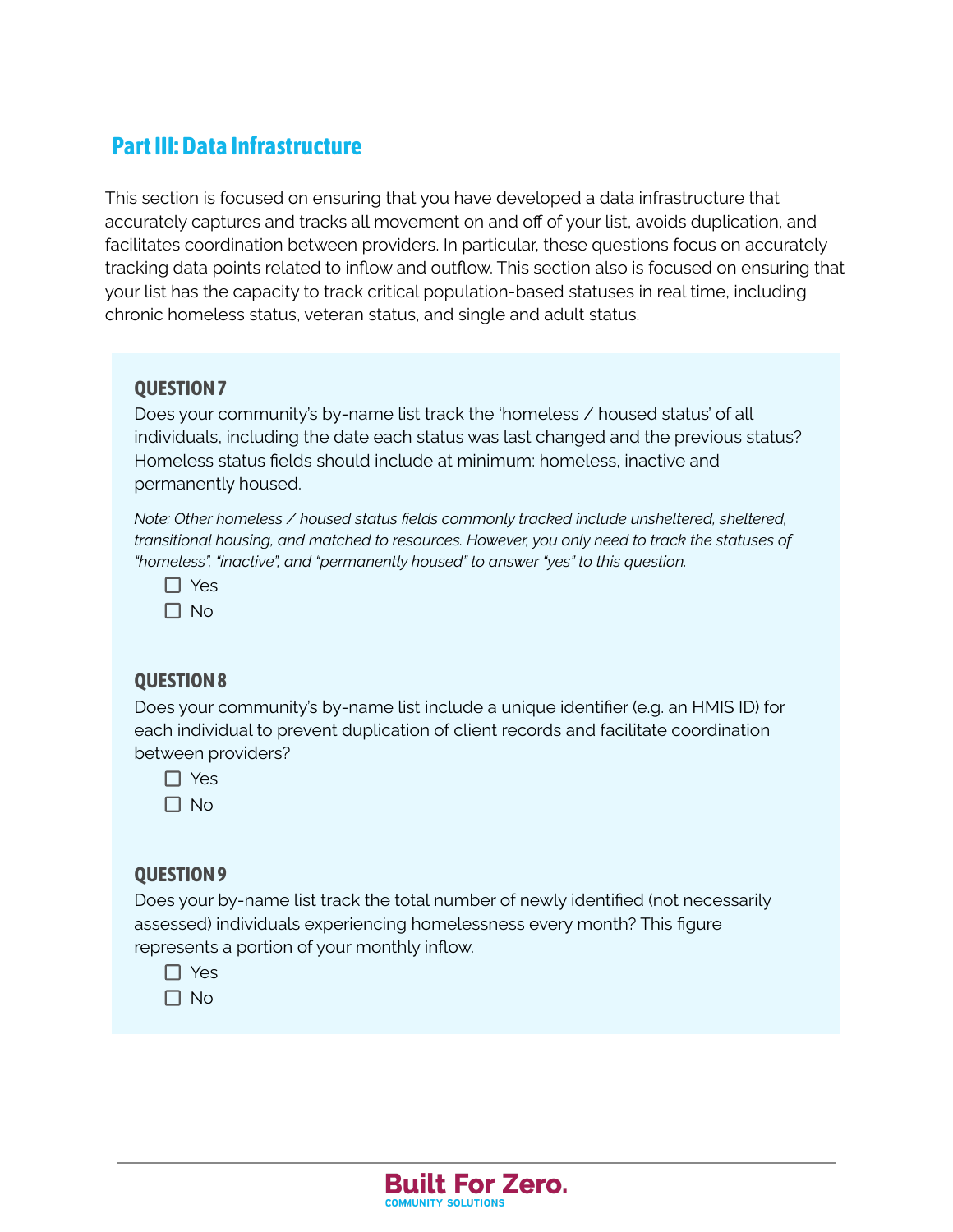## Part III: Data Infrastructure

This section is focused on ensuring that you have developed a data infrastructure that accurately captures and tracks all movement on and off of your list, avoids duplication, and facilitates coordination between providers. In particular, these questions focus on accurately tracking data points related to inflow and outflow. This section also is focused on ensuring that your list has the capacity to track critical population-based statuses in real time, including chronic homeless status, veteran status, and single and adult status.

### QUESTION 7

Does your community's by-name list track the 'homeless / housed status' of all individuals, including the date each status was last changed and the previous status? Homeless status fields should include at minimum: homeless, inactive and permanently housed.

*Note: Other homeless / housed status fields commonly tracked include unsheltered, sheltered, transitional housing, and matched to resources. However, you only need to track the statuses of "homeless", "inactive", and "permanently housed" to answer "yes" to this question.*

- ☐ Yes
- ☐ No

### QUESTION 8

Does your community's by-name list include a unique identifier (e.g. an HMIS ID) for each individual to prevent duplication of client records and facilitate coordination between providers?

- ☐ Yes
- ☐ No

### QUESTION 9

Does your by-name list track the total number of newly identified (not necessarily assessed) individuals experiencing homelessness every month? This figure represents a portion of your monthly inflow.

- ☐ Yes
- ☐ No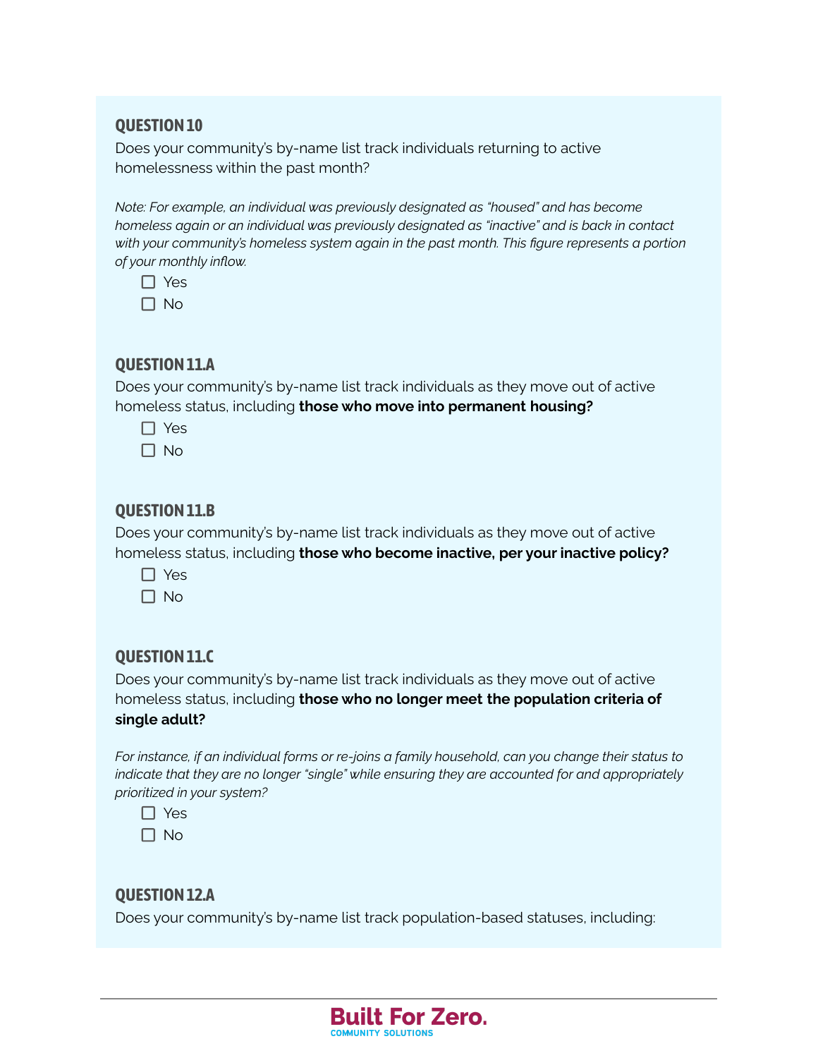### QUESTION 10

Does your community's by-name list track individuals returning to active homelessness within the past month?

*Note: For example, an individual was previously designated as "housed" and has become homeless again or an individual was previously designated as "inactive" and is back in contact with your community's homeless system again in the past month. This figure represents a portion of your monthly inflow.*

- ☐ Yes
- ☐ No

### QUESTION 11.A

Does your community's by-name list track individuals as they move out of active homeless status, including **those who move into permanent housing?**

- ☐ Yes
- ☐ No

### QUESTION 11.B

Does your community's by-name list track individuals as they move out of active homeless status, including **those who become inactive, per your inactive policy?**

- ☐ Yes
- ☐ No

### QUESTION 11.C

Does your community's by-name list track individuals as they move out of active homeless status, including **those who no longer meet the population criteria of single adult?**

*For instance, if an individual forms or re-joins a family household, can you change their status to indicate that they are no longer "single" while ensuring they are accounted for and appropriately prioritized in your system?*

- ☐ Yes
- ☐ No

### QUESTION 12.A

Does your community's by-name list track population-based statuses, including: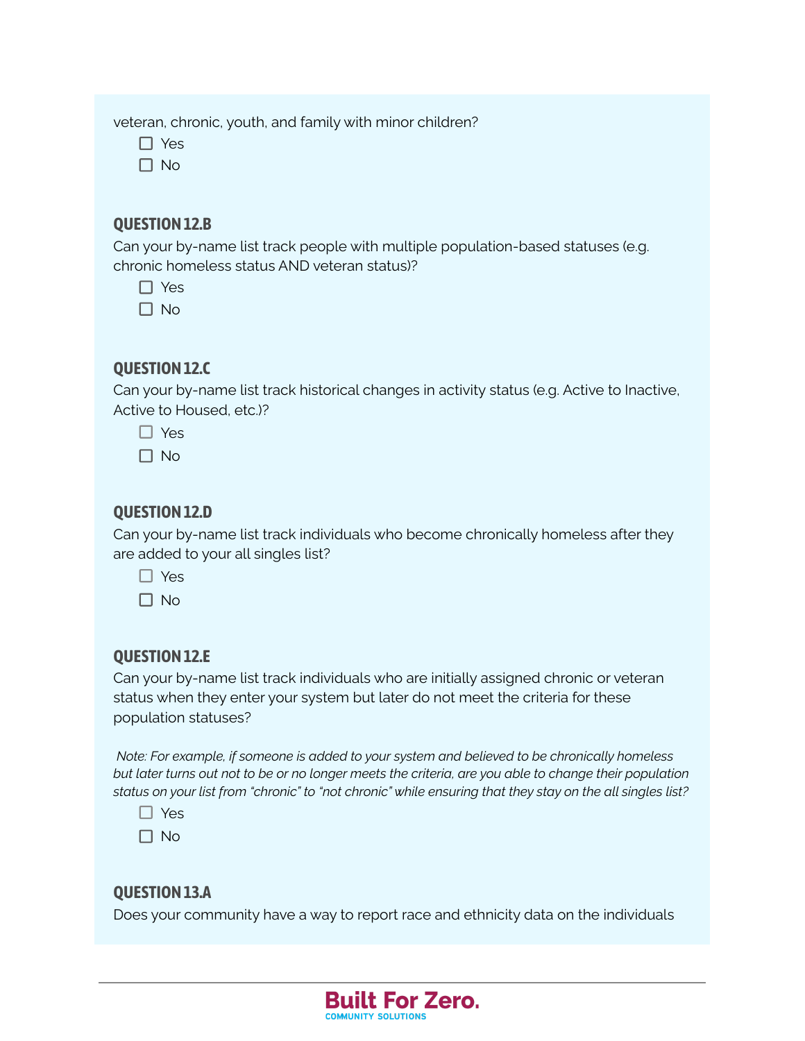veteran, chronic, youth, and family with minor children?

- ☐ Yes
- ☐ No

### QUESTION 12.B

Can your by-name list track people with multiple population-based statuses (e.g. chronic homeless status AND veteran status)?

- ☐ Yes
- ☐ No

### QUESTION 12.C

Can your by-name list track historical changes in activity status (e.g. Active to Inactive, Active to Housed, etc.)?

- ☐ Yes
- ☐ No

### QUESTION 12.D

Can your by-name list track individuals who become chronically homeless after they are added to your all singles list?

- ☐ Yes
- ☐ No

### QUESTION 12.E

Can your by-name list track individuals who are initially assigned chronic or veteran status when they enter your system but later do not meet the criteria for these population statuses?

*Note: For example, if someone is added to your system and believed to be chronically homeless but later turns out not to be or no longer meets the criteria, are you able to change their population status on your list from "chronic" to "not chronic" while ensuring that they stay on the all singles list?*

- ☐ Yes
- ☐ No

### QUESTION 13.A

Does your community have a way to report race and ethnicity data on the individuals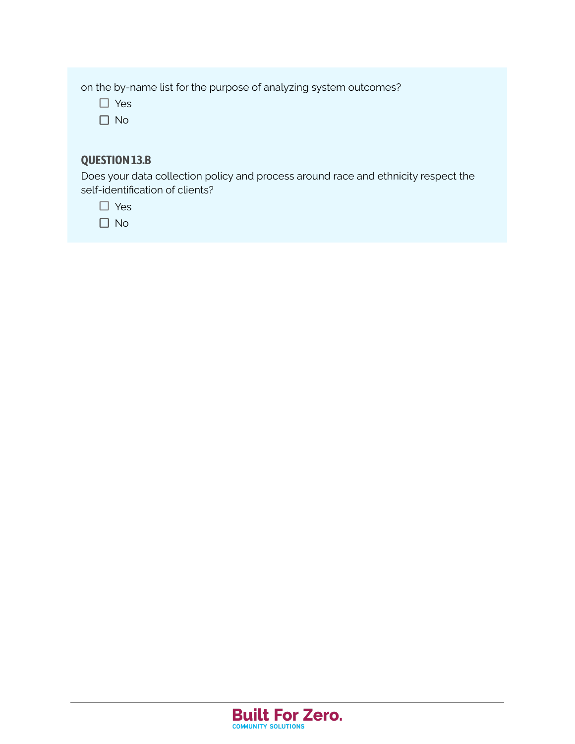on the by-name list for the purpose of analyzing system outcomes?

- ☐ Yes
- ☐ No

### QUESTION 13.B

Does your data collection policy and process around race and ethnicity respect the self-identification of clients?

- ☐ Yes
- ☐ No